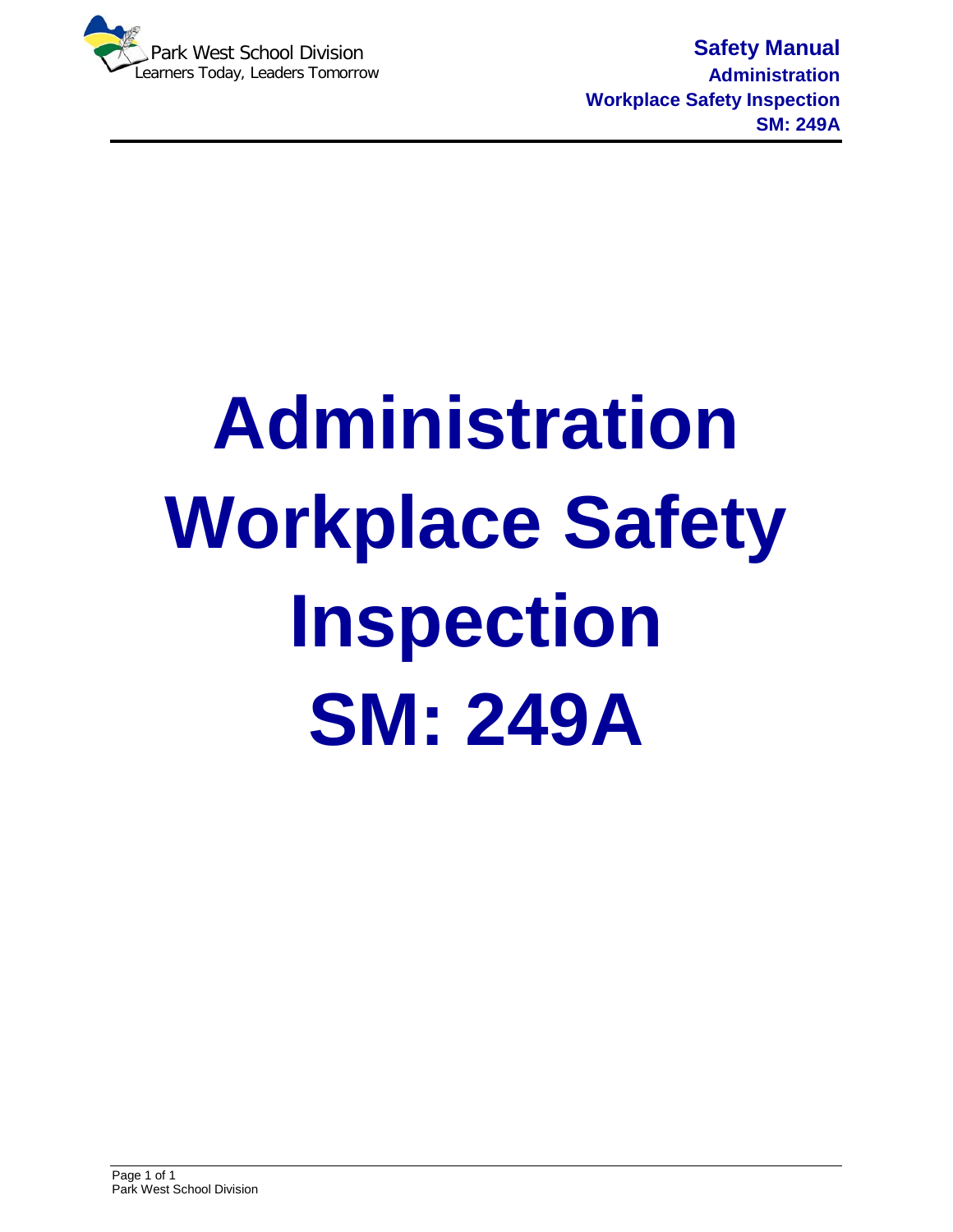# Administration Workplace Safety Inspection SM: 249A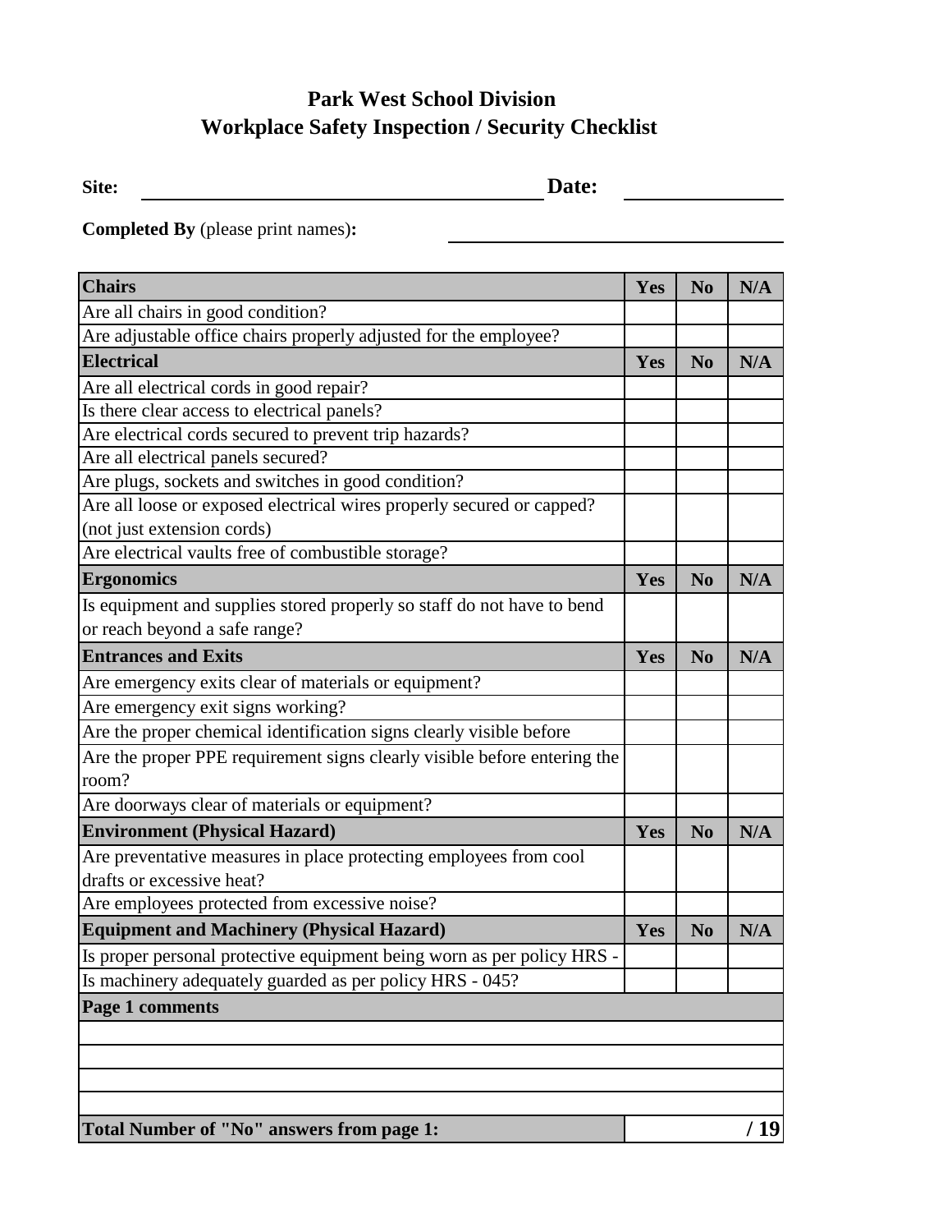**Park West School Division**
**Workplace Safety Inspection / Security Checklist**

**Site:** ______________________ **Date:** ______________

**Completed By** (please print names)**:** ______________________

| **Chairs** | **Yes** | **No** | **N/A** |
|---|---|---|---|
| Are all chairs in good condition? | | | |
| Are adjustable office chairs properly adjusted for the employee? | | | |
| **Electrical** | **Yes** | **No** | **N/A** |
| Are all electrical cords in good repair? | | | |
| Is there clear access to electrical panels? | | | |
| Are electrical cords secured to prevent trip hazards? | | | |
| Are all electrical panels secured? | | | |
| Are plugs, sockets and switches in good condition? | | | |
| Are all loose or exposed electrical wires properly secured or capped? (not just extension cords) | | | |
| Are electrical vaults free of combustible storage? | | | |
| **Ergonomics** | **Yes** | **No** | **N/A** |
| Is equipment and supplies stored properly so staff do not have to bend or reach beyond a safe range? | | | |
| **Entrances and Exits** | **Yes** | **No** | **N/A** |
| Are emergency exits clear of materials or equipment? | | | |
| Are emergency exit signs working? | | | |
| Are the proper chemical identification signs clearly visible before | | | |
| Are the proper PPE requirement signs clearly visible before entering the room? | | | |
| Are doorways clear of materials or equipment? | | | |
| **Environment (Physical Hazard)** | **Yes** | **No** | **N/A** |
| Are preventative measures in place protecting employees from cool drafts or excessive heat? | | | |
| Are employees protected from excessive noise? | | | |
| **Equipment and Machinery (Physical Hazard)** | **Yes** | **No** | **N/A** |
| Is proper personal protective equipment being worn as per policy HRS - | | | |
| Is machinery adequately guarded as per policy HRS - 045? | | | |

| **Page 1 comments** |
|---|
| |
| |
| |
| |

| **Total Number of "No" answers from page 1:** | **/ 19** |
|---|---|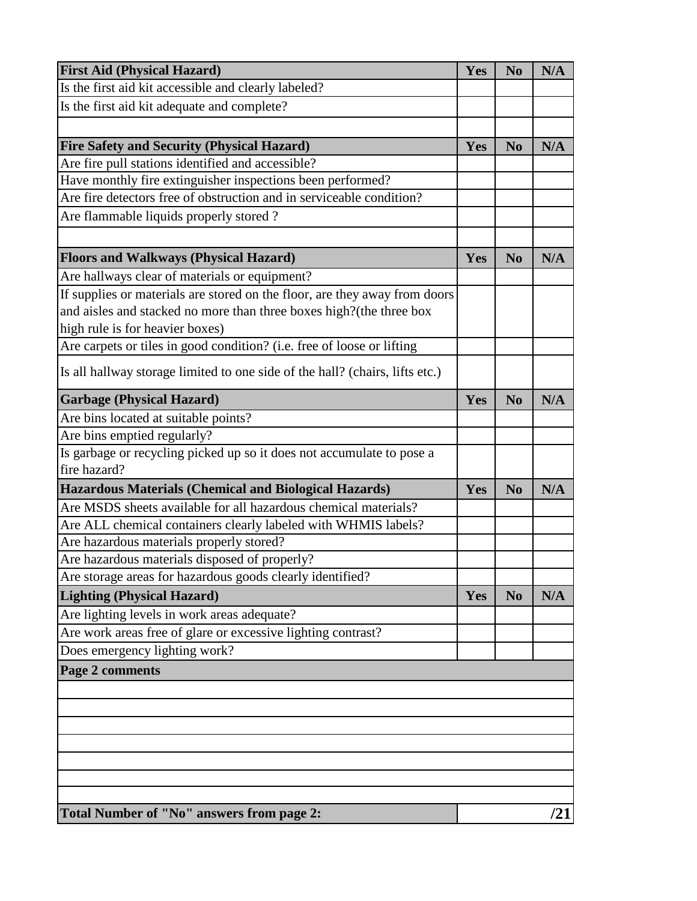| First Aid (Physical Hazard) | Yes | No | N/A |
|---|---|---|---|
| Is the first aid kit accessible and clearly labeled? | | | |
| Is the first aid kit adequate and complete? | | | |
| | | | |
| **Fire Safety and Security (Physical Hazard)** | **Yes** | **No** | **N/A** |
| Are fire pull stations identified and accessible? | | | |
| Have monthly fire extinguisher inspections been performed? | | | |
| Are fire detectors free of obstruction and in serviceable condition? | | | |
| Are flammable liquids properly stored ? | | | |
| | | | |
| **Floors and Walkways (Physical Hazard)** | **Yes** | **No** | **N/A** |
| Are hallways clear of materials or equipment? | | | |
| If supplies or materials are stored on the floor, are they away from doors and aisles and stacked no more than three boxes high?(the three box high rule is for heavier boxes) | | | |
| Are carpets or tiles in good condition? (i.e. free of loose or lifting | | | |
| Is all hallway storage limited to one side of the hall? (chairs, lifts etc.) | | | |
| **Garbage (Physical Hazard)** | **Yes** | **No** | **N/A** |
| Are bins located at suitable points? | | | |
| Are bins emptied regularly? | | | |
| Is garbage or recycling picked up so it does not accumulate to pose a fire hazard? | | | |
| **Hazardous Materials (Chemical and Biological Hazards)** | **Yes** | **No** | **N/A** |
| Are MSDS sheets available for all hazardous chemical materials? | | | |
| Are ALL chemical containers clearly labeled with WHMIS labels? | | | |
| Are hazardous materials properly stored? | | | |
| Are hazardous materials disposed of properly? | | | |
| Are storage areas for hazardous goods clearly identified? | | | |
| **Lighting (Physical Hazard)** | **Yes** | **No** | **N/A** |
| Are lighting levels in work areas adequate? | | | |
| Are work areas free of glare or excessive lighting contrast? | | | |
| Does emergency lighting work? | | | |

| Page 2 comments |
|---|
| |
| |
| |
| |
| |
| |
| |

| Total Number of "No" answers from page 2: | /21 |
|---|---|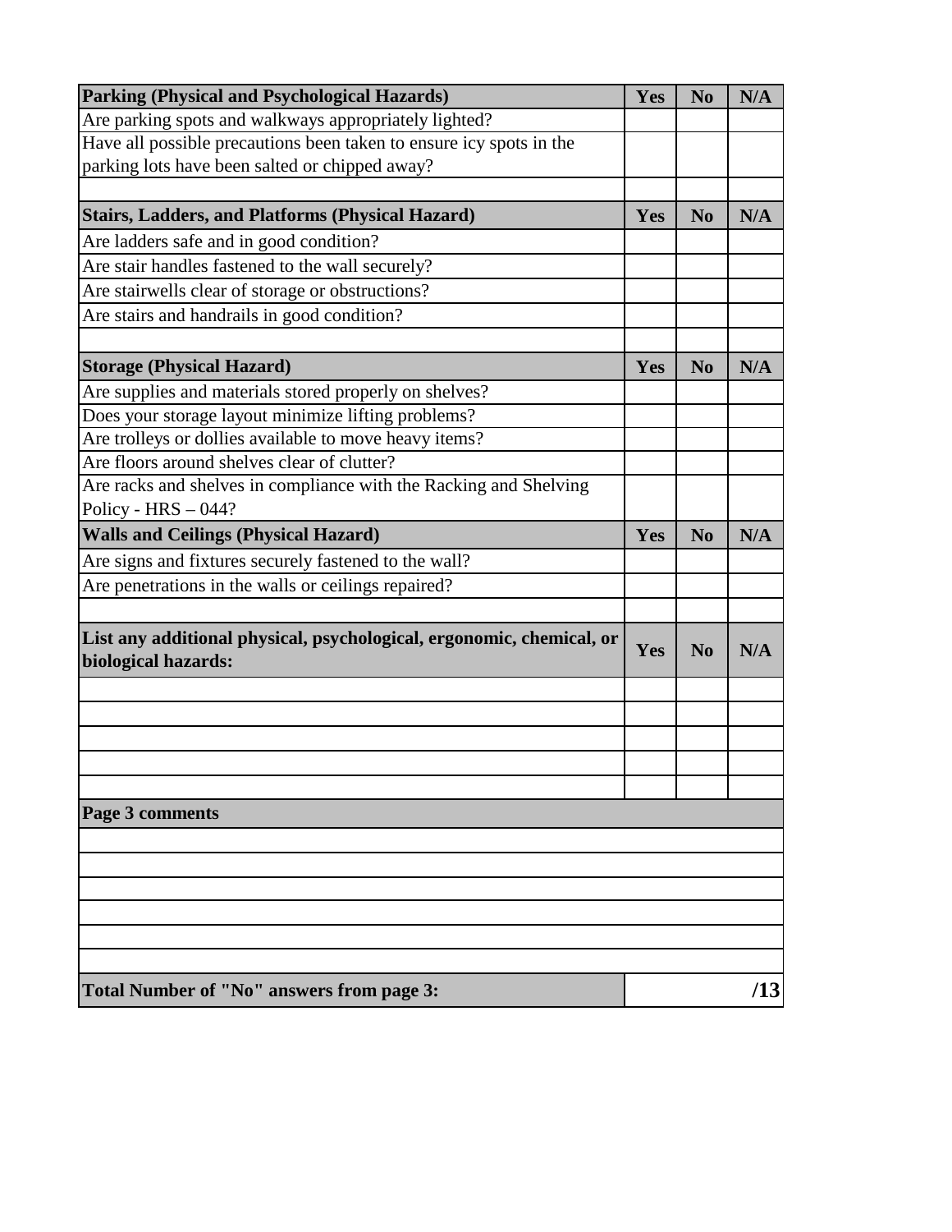| Parking (Physical and Psychological Hazards) | Yes | No | N/A |
| --- | --- | --- | --- |
| Are parking spots and walkways appropriately lighted? | | | |
| Have all possible precautions been taken to ensure icy spots in the parking lots have been salted or chipped away? | | | |
| | | | |
| **Stairs, Ladders, and Platforms (Physical Hazard)** | **Yes** | **No** | **N/A** |
| Are ladders safe and in good condition? | | | |
| Are stair handles fastened to the wall securely? | | | |
| Are stairwells clear of storage or obstructions? | | | |
| Are stairs and handrails in good condition? | | | |
| | | | |
| **Storage (Physical Hazard)** | **Yes** | **No** | **N/A** |
| Are supplies and materials stored properly on shelves? | | | |
| Does your storage layout minimize lifting problems? | | | |
| Are trolleys or dollies available to move heavy items? | | | |
| Are floors around shelves clear of clutter? | | | |
| Are racks and shelves in compliance with the Racking and Shelving Policy - HRS – 044? | | | |
| **Walls and Ceilings (Physical Hazard)** | **Yes** | **No** | **N/A** |
| Are signs and fixtures securely fastened to the wall? | | | |
| Are penetrations in the walls or ceilings repaired? | | | |
| | | | |
| **List any additional physical, psychological, ergonomic, chemical, or biological hazards:** | **Yes** | **No** | **N/A** |
| | | | |
| | | | |
| | | | |
| | | | |
| | | | |

| Page 3 comments |
| --- |
| |
| |
| |
| |
| |
| |

| Total Number of "No" answers from page 3: | /13 |
| --- | --- |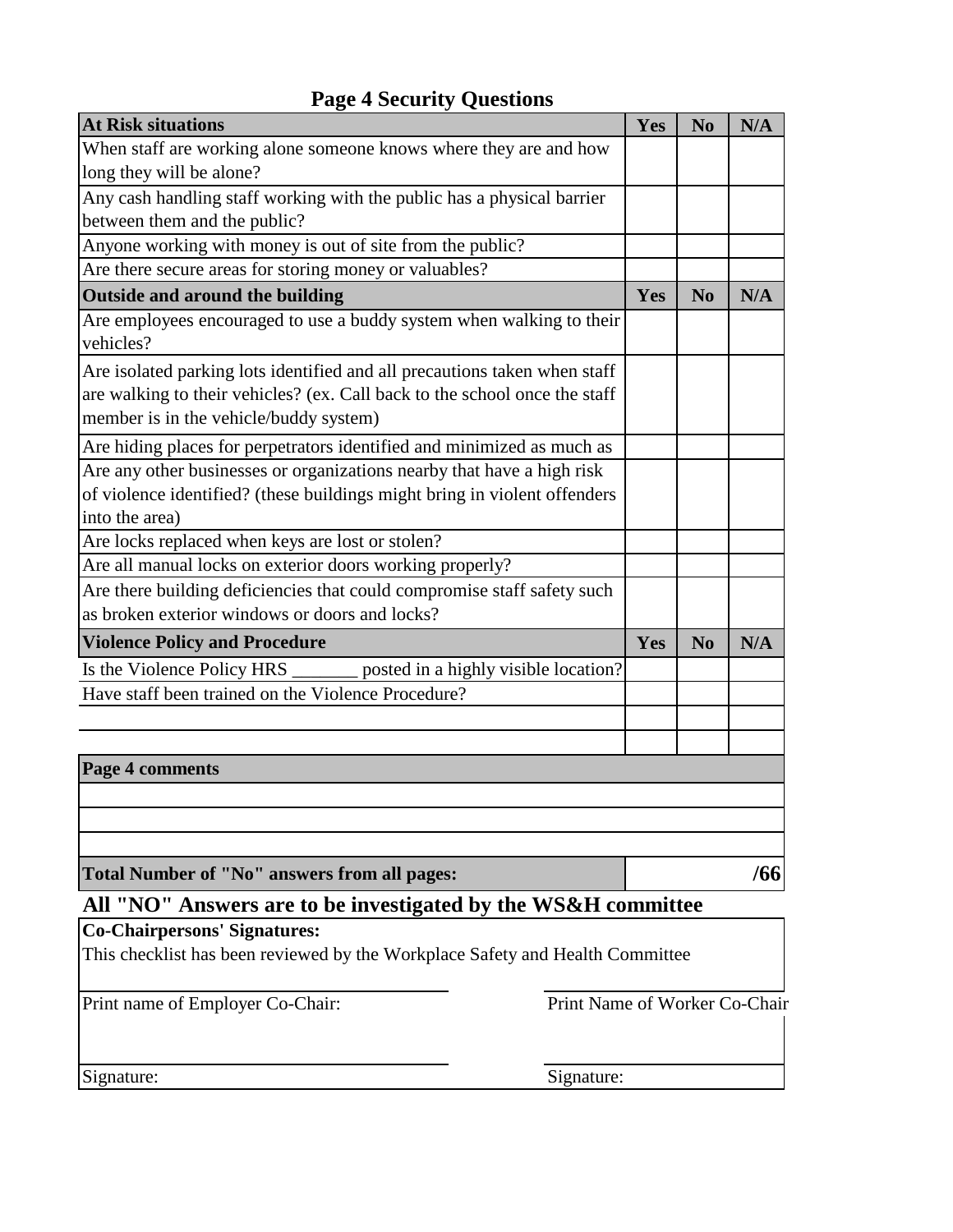## Page 4 Security Questions

| At Risk situations | Yes | No | N/A |
|---|---|---|---|
| When staff are working alone someone knows where they are and how long they will be alone? | | | |
| Any cash handling staff working with the public has a physical barrier between them and the public? | | | |
| Anyone working with money is out of site from the public? | | | |
| Are there secure areas for storing money or valuables? | | | |
| **Outside and around the building** | **Yes** | **No** | **N/A** |
| Are employees encouraged to use a buddy system when walking to their vehicles? | | | |
| Are isolated parking lots identified and all precautions taken when staff are walking to their vehicles? (ex. Call back to the school once the staff member is in the vehicle/buddy system) | | | |
| Are hiding places for perpetrators identified and minimized as much as | | | |
| Are any other businesses or organizations nearby that have a high risk of violence identified? (these buildings might bring in violent offenders into the area) | | | |
| Are locks replaced when keys are lost or stolen? | | | |
| Are all manual locks on exterior doors working properly? | | | |
| Are there building deficiencies that could compromise staff safety such as broken exterior windows or doors and locks? | | | |
| **Violence Policy and Procedure** | **Yes** | **No** | **N/A** |
| Is the Violence Policy HRS _______ posted in a highly visible location? | | | |
| Have staff been trained on the Violence Procedure? | | | |
| | | | |
| | | | |

**Page 4 comments**

**Total Number of "No" answers from all pages:** ______ **/66**

## All "NO" Answers are to be investigated by the WS&H committee

**Co-Chairpersons' Signatures:**

This checklist has been reviewed by the Workplace Safety and Health Committee

Print name of Employer Co-Chair: ____________________

Print Name of Worker Co-Chair ____________________

Signature: ____________________

Signature: ____________________